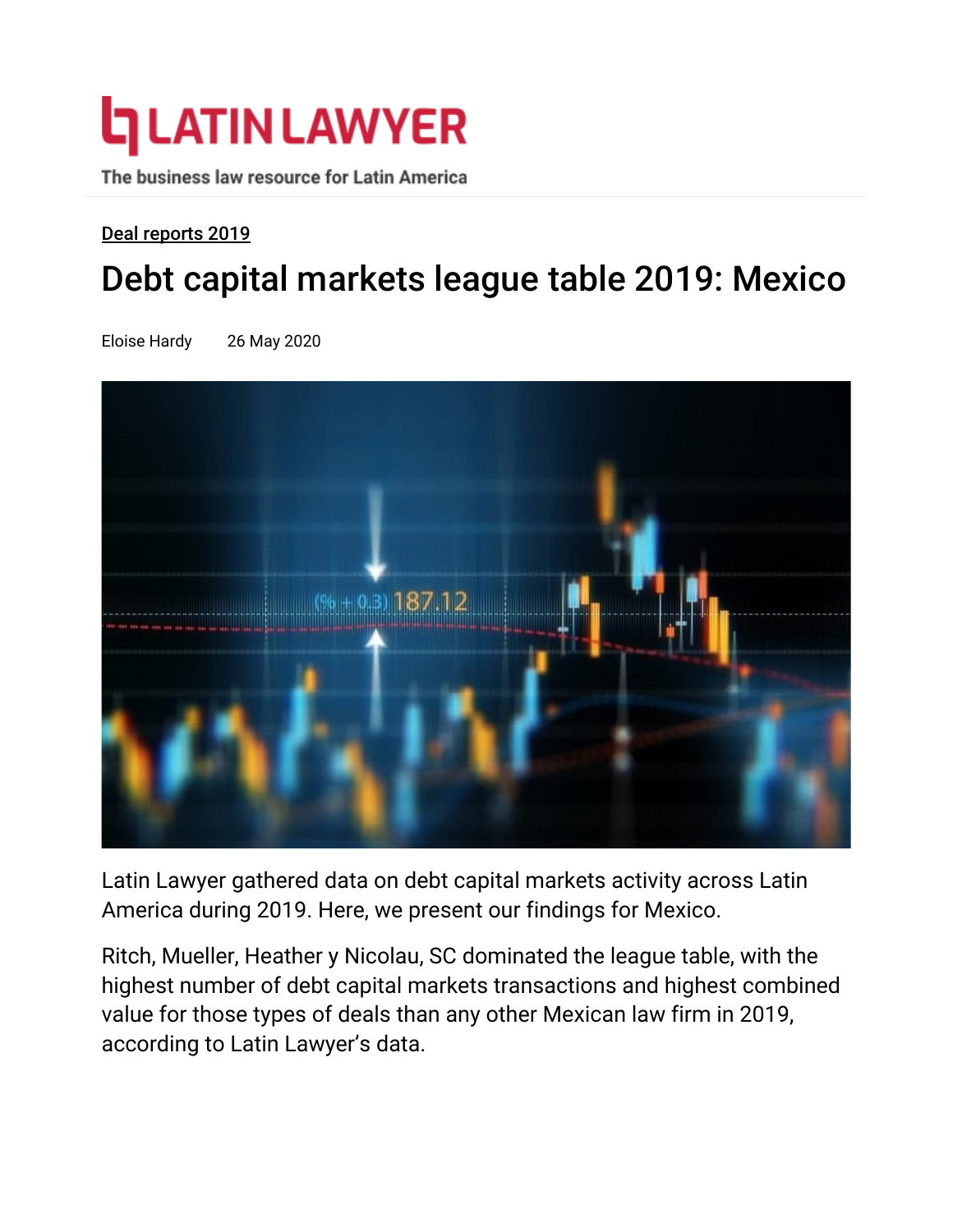# LATIN LAWYER

The business law resource for Latin America

Deal reports 2019

## Debt capital markets league table 2019: Mexico

Eloise Hardy     26 May 2020

Latin Lawyer gathered data on debt capital markets activity across Latin America during 2019. Here, we present our findings for Mexico.

Ritch, Mueller, Heather y Nicolau, SC dominated the league table, with the highest number of debt capital markets transactions and highest combined value for those types of deals than any other Mexican law firm in 2019, according to Latin Lawyer's data.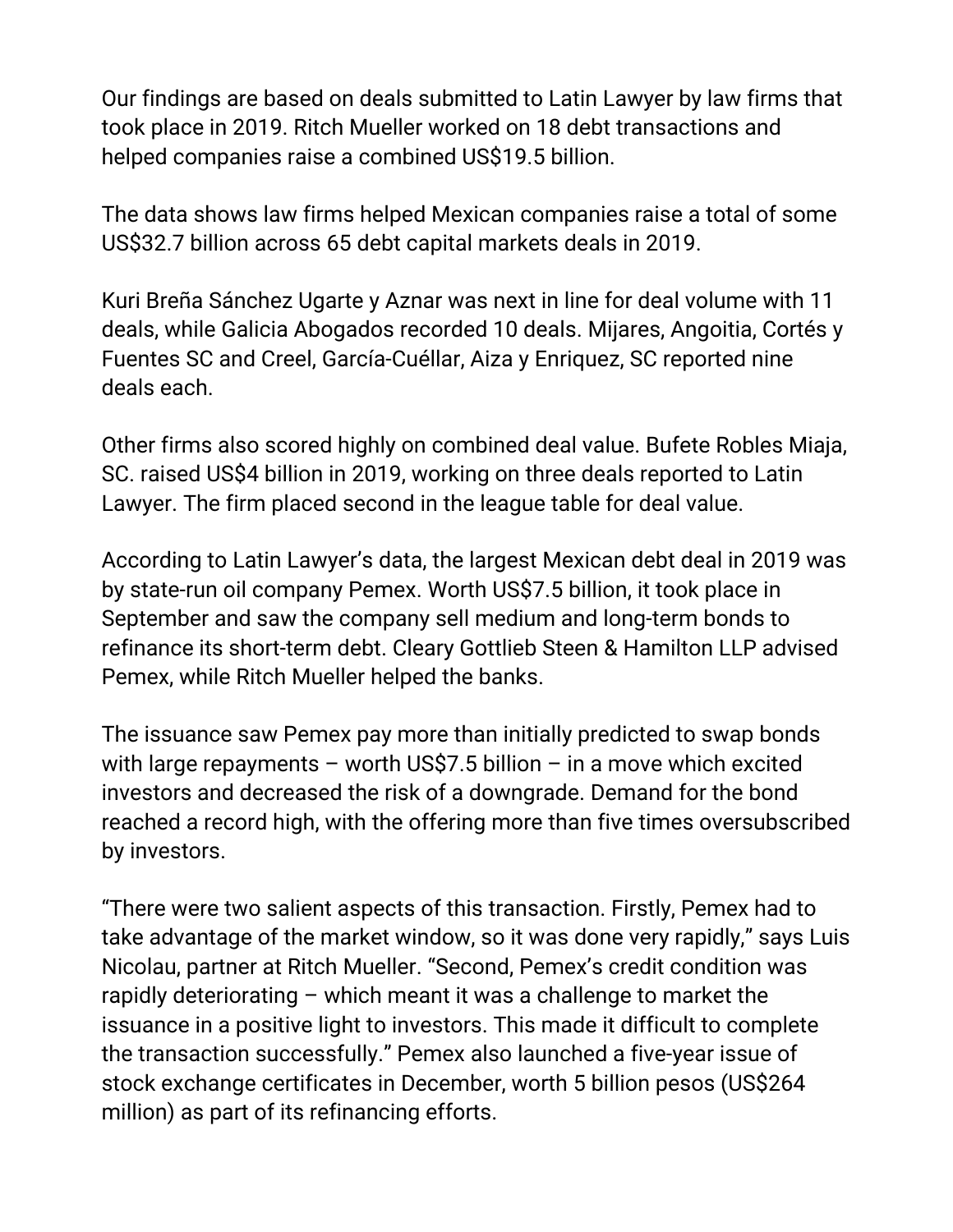Our findings are based on deals submitted to Latin Lawyer by law firms that took place in 2019. Ritch Mueller worked on 18 debt transactions and helped companies raise a combined US$19.5 billion.

The data shows law firms helped Mexican companies raise a total of some US$32.7 billion across 65 debt capital markets deals in 2019.

Kuri Breña Sánchez Ugarte y Aznar was next in line for deal volume with 11 deals, while Galicia Abogados recorded 10 deals. Mijares, Angoitia, Cortés y Fuentes SC and Creel, García-Cuéllar, Aiza y Enriquez, SC reported nine deals each.

Other firms also scored highly on combined deal value. Bufete Robles Miaja, SC. raised US$4 billion in 2019, working on three deals reported to Latin Lawyer. The firm placed second in the league table for deal value.

According to Latin Lawyer's data, the largest Mexican debt deal in 2019 was by state-run oil company Pemex. Worth US$7.5 billion, it took place in September and saw the company sell medium and long-term bonds to refinance its short-term debt. Cleary Gottlieb Steen & Hamilton LLP advised Pemex, while Ritch Mueller helped the banks.

The issuance saw Pemex pay more than initially predicted to swap bonds with large repayments – worth US$7.5 billion – in a move which excited investors and decreased the risk of a downgrade. Demand for the bond reached a record high, with the offering more than five times oversubscribed by investors.

"There were two salient aspects of this transaction. Firstly, Pemex had to take advantage of the market window, so it was done very rapidly," says Luis Nicolau, partner at Ritch Mueller. "Second, Pemex's credit condition was rapidly deteriorating – which meant it was a challenge to market the issuance in a positive light to investors. This made it difficult to complete the transaction successfully." Pemex also launched a five-year issue of stock exchange certificates in December, worth 5 billion pesos (US$264 million) as part of its refinancing efforts.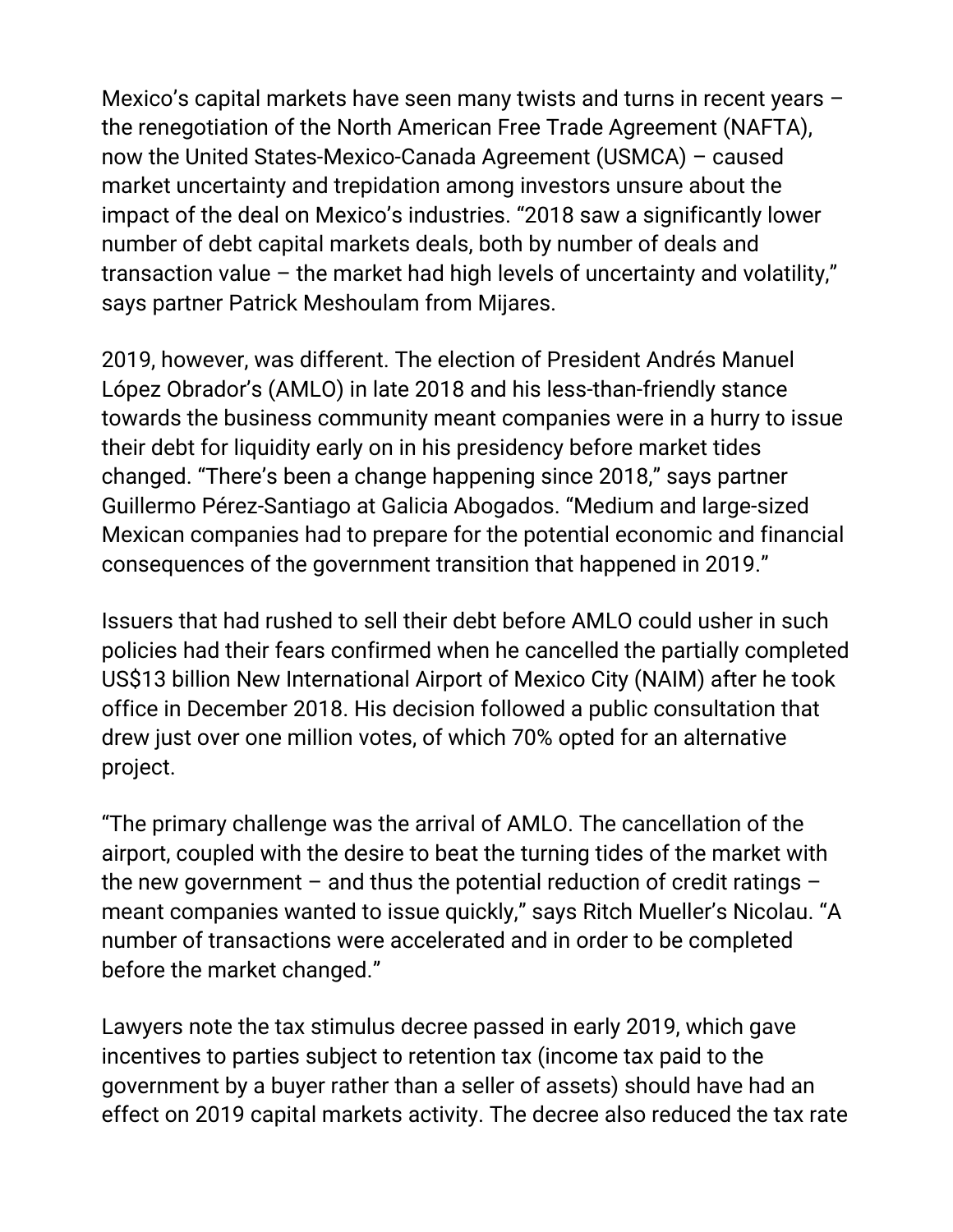Mexico's capital markets have seen many twists and turns in recent years – the renegotiation of the North American Free Trade Agreement (NAFTA), now the United States-Mexico-Canada Agreement (USMCA) – caused market uncertainty and trepidation among investors unsure about the impact of the deal on Mexico's industries. "2018 saw a significantly lower number of debt capital markets deals, both by number of deals and transaction value – the market had high levels of uncertainty and volatility," says partner Patrick Meshoulam from Mijares.

2019, however, was different. The election of President Andrés Manuel López Obrador's (AMLO) in late 2018 and his less-than-friendly stance towards the business community meant companies were in a hurry to issue their debt for liquidity early on in his presidency before market tides changed. "There's been a change happening since 2018," says partner Guillermo Pérez-Santiago at Galicia Abogados. "Medium and large-sized Mexican companies had to prepare for the potential economic and financial consequences of the government transition that happened in 2019."

Issuers that had rushed to sell their debt before AMLO could usher in such policies had their fears confirmed when he cancelled the partially completed US$13 billion New International Airport of Mexico City (NAIM) after he took office in December 2018. His decision followed a public consultation that drew just over one million votes, of which 70% opted for an alternative project.

"The primary challenge was the arrival of AMLO. The cancellation of the airport, coupled with the desire to beat the turning tides of the market with the new government – and thus the potential reduction of credit ratings – meant companies wanted to issue quickly," says Ritch Mueller's Nicolau. "A number of transactions were accelerated and in order to be completed before the market changed."

Lawyers note the tax stimulus decree passed in early 2019, which gave incentives to parties subject to retention tax (income tax paid to the government by a buyer rather than a seller of assets) should have had an effect on 2019 capital markets activity. The decree also reduced the tax rate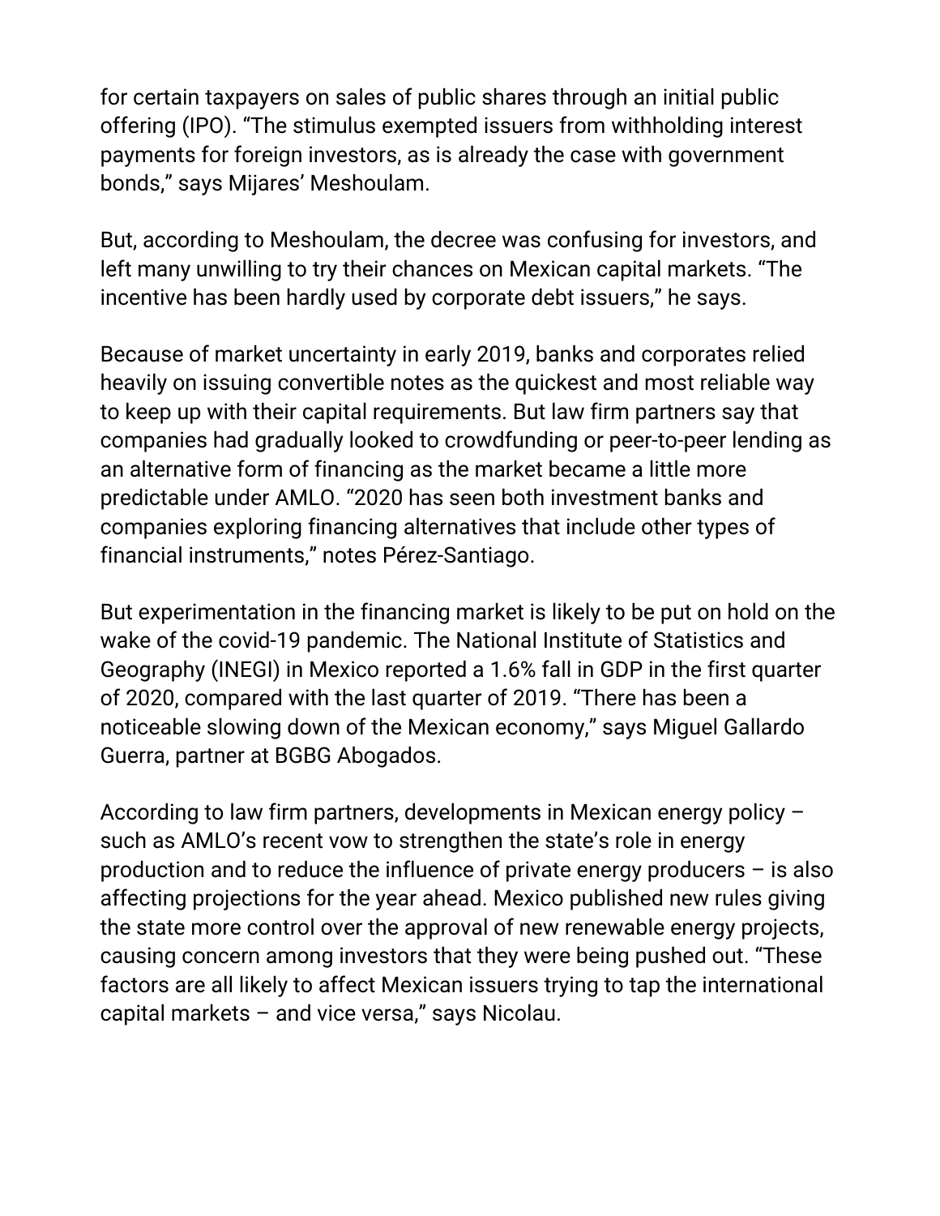for certain taxpayers on sales of public shares through an initial public offering (IPO). "The stimulus exempted issuers from withholding interest payments for foreign investors, as is already the case with government bonds," says Mijares' Meshoulam.

But, according to Meshoulam, the decree was confusing for investors, and left many unwilling to try their chances on Mexican capital markets. "The incentive has been hardly used by corporate debt issuers," he says.

Because of market uncertainty in early 2019, banks and corporates relied heavily on issuing convertible notes as the quickest and most reliable way to keep up with their capital requirements. But law firm partners say that companies had gradually looked to crowdfunding or peer-to-peer lending as an alternative form of financing as the market became a little more predictable under AMLO. "2020 has seen both investment banks and companies exploring financing alternatives that include other types of financial instruments," notes Pérez-Santiago.

But experimentation in the financing market is likely to be put on hold on the wake of the covid-19 pandemic. The National Institute of Statistics and Geography (INEGI) in Mexico reported a 1.6% fall in GDP in the first quarter of 2020, compared with the last quarter of 2019. "There has been a noticeable slowing down of the Mexican economy," says Miguel Gallardo Guerra, partner at BGBG Abogados.

According to law firm partners, developments in Mexican energy policy – such as AMLO's recent vow to strengthen the state's role in energy production and to reduce the influence of private energy producers – is also affecting projections for the year ahead. Mexico published new rules giving the state more control over the approval of new renewable energy projects, causing concern among investors that they were being pushed out. "These factors are all likely to affect Mexican issuers trying to tap the international capital markets – and vice versa," says Nicolau.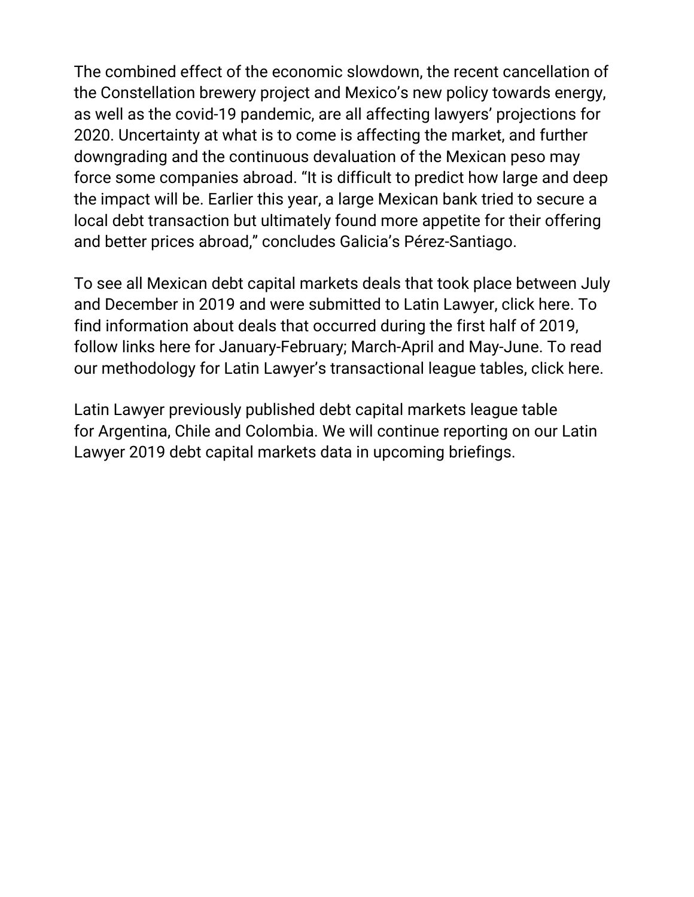The combined effect of the economic slowdown, the recent cancellation of the Constellation brewery project and Mexico's new policy towards energy, as well as the covid-19 pandemic, are all affecting lawyers' projections for 2020. Uncertainty at what is to come is affecting the market, and further downgrading and the continuous devaluation of the Mexican peso may force some companies abroad. "It is difficult to predict how large and deep the impact will be. Earlier this year, a large Mexican bank tried to secure a local debt transaction but ultimately found more appetite for their offering and better prices abroad," concludes Galicia's Pérez-Santiago.

To see all Mexican debt capital markets deals that took place between July and December in 2019 and were submitted to Latin Lawyer, click here. To find information about deals that occurred during the first half of 2019, follow links here for January-February; March-April and May-June. To read our methodology for Latin Lawyer's transactional league tables, click here.

Latin Lawyer previously published debt capital markets league table for Argentina, Chile and Colombia. We will continue reporting on our Latin Lawyer 2019 debt capital markets data in upcoming briefings.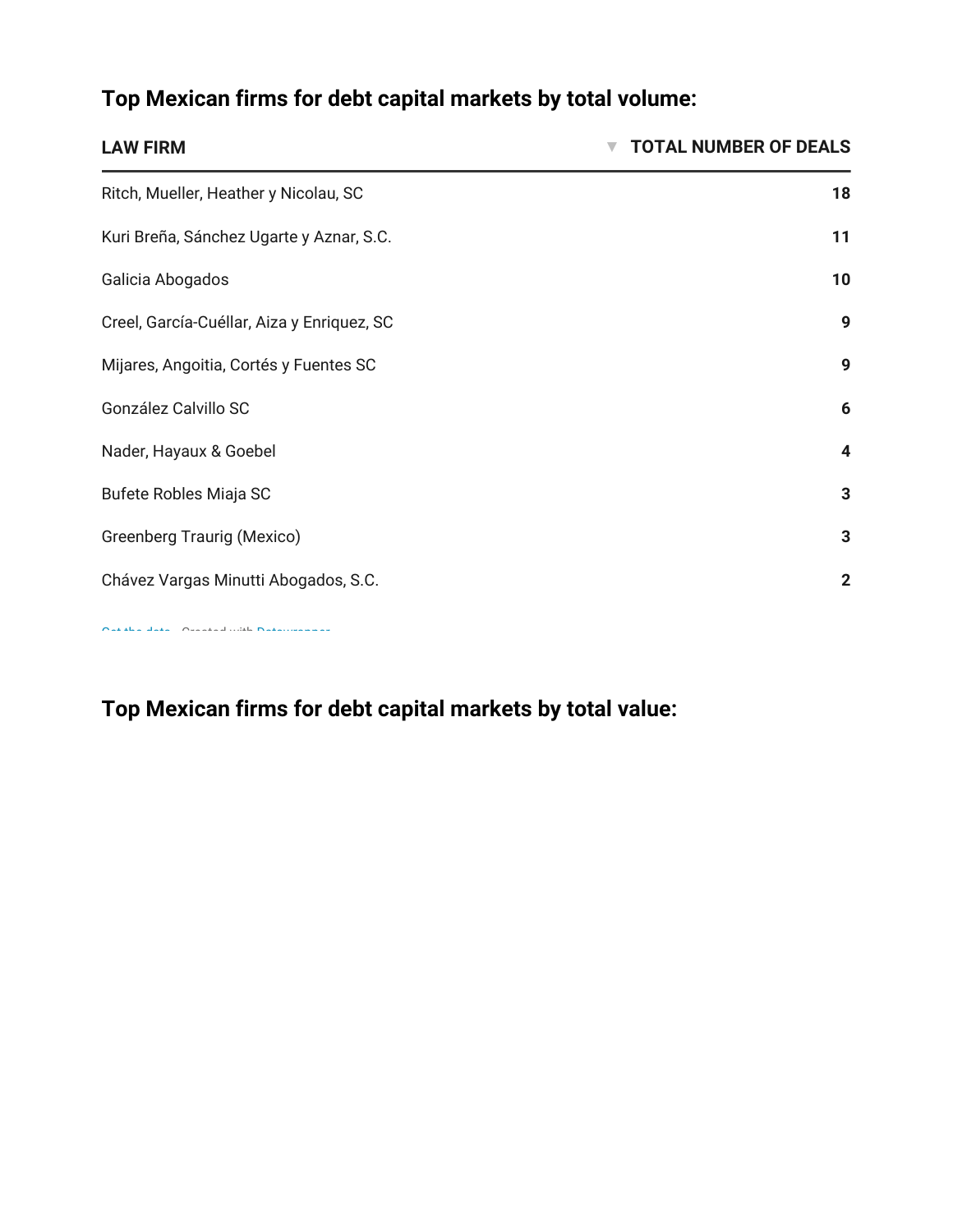## Top Mexican firms for debt capital markets by total volume:

| LAW FIRM | ▼ TOTAL NUMBER OF DEALS |
|---|---|
| Ritch, Mueller, Heather y Nicolau, SC | **18** |
| Kuri Breña, Sánchez Ugarte y Aznar, S.C. | **11** |
| Galicia Abogados | **10** |
| Creel, García-Cuéllar, Aiza y Enriquez, SC | **9** |
| Mijares, Angoitia, Cortés y Fuentes SC | **9** |
| González Calvillo SC | **6** |
| Nader, Hayaux & Goebel | **4** |
| Bufete Robles Miaja SC | **3** |
| Greenberg Traurig (Mexico) | **3** |
| Chávez Vargas Minutti Abogados, S.C. | **2** |

Get the data · Created with Datawrapper

## Top Mexican firms for debt capital markets by total value: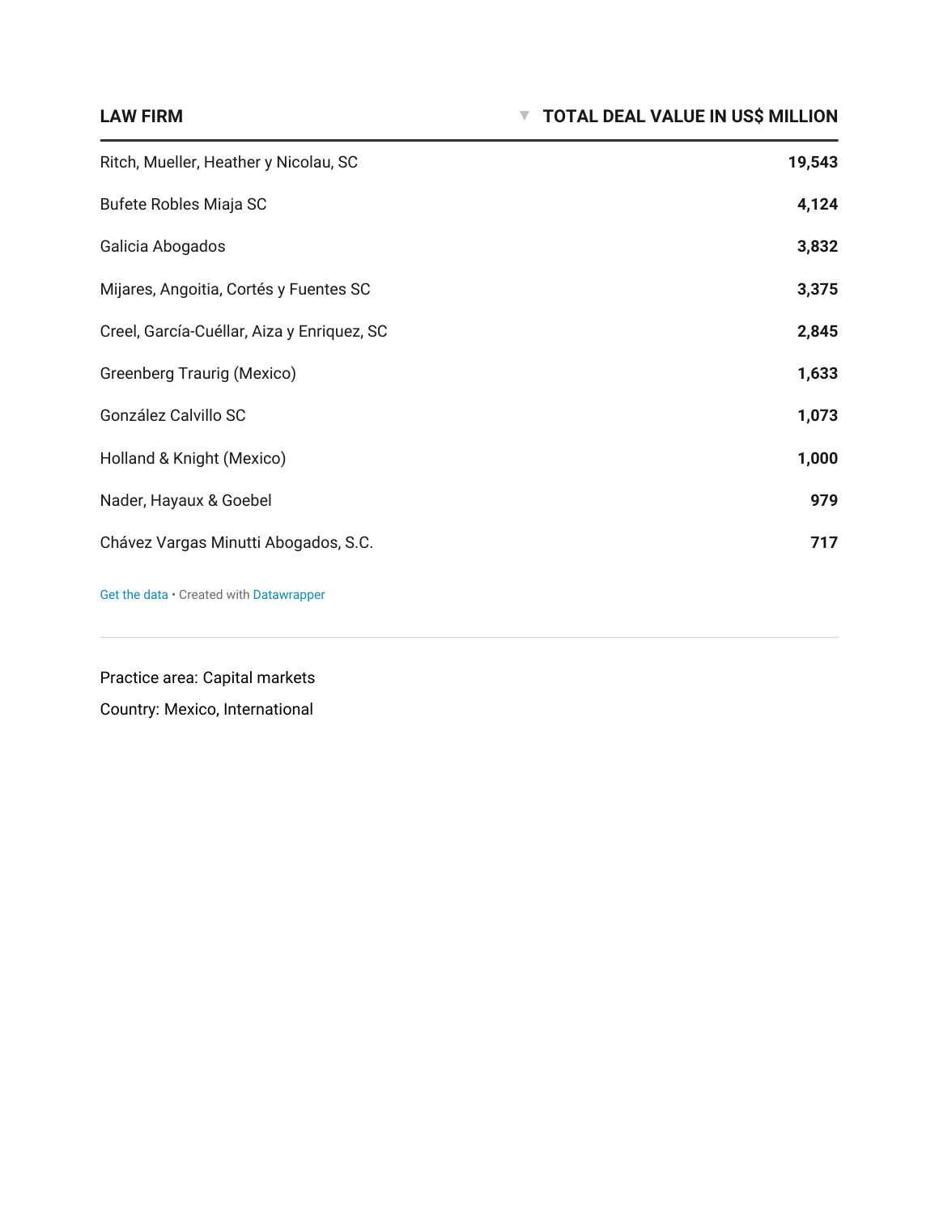| LAW FIRM | ▼ TOTAL DEAL VALUE IN US$ MILLION |
|---|---|
| Ritch, Mueller, Heather y Nicolau, SC | **19,543** |
| Bufete Robles Miaja SC | **4,124** |
| Galicia Abogados | **3,832** |
| Mijares, Angoitia, Cortés y Fuentes SC | **3,375** |
| Creel, García-Cuéllar, Aiza y Enriquez, SC | **2,845** |
| Greenberg Traurig (Mexico) | **1,633** |
| González Calvillo SC | **1,073** |
| Holland & Knight (Mexico) | **1,000** |
| Nader, Hayaux & Goebel | **979** |
| Chávez Vargas Minutti Abogados, S.C. | **717** |

Get the data • Created with Datawrapper

---

Practice area: Capital markets

Country: Mexico, International